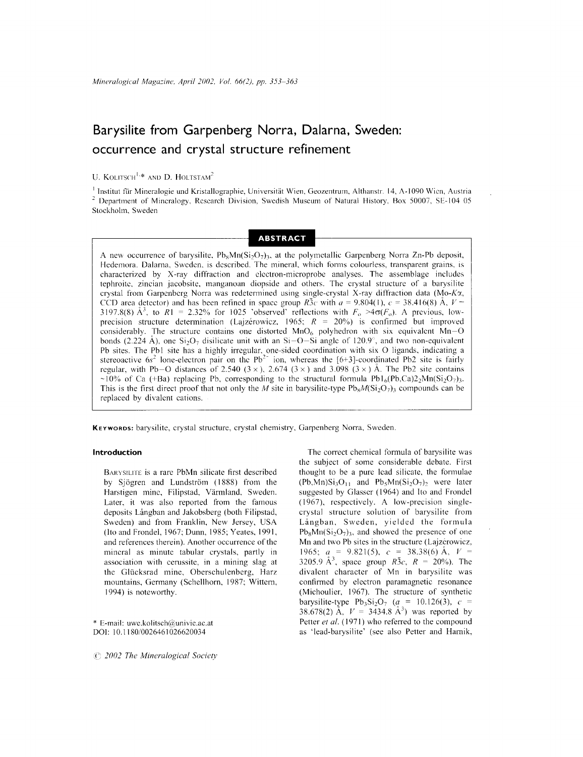# Barysilite from Garpenberg Norra, Dalarna, Sweden: occurrence and crystal structure refinement

U. Kolitsch[1,*] and D. Holtstam[2]

[1] Institut für Mineralogie und Kristallographie, Universität Wien, Geozentrum, Althanstr. 14, A-1090 Wien, Austria
[2] Department of Mineralogy, Research Division, Swedish Museum of Natural History, Box 50007, SE-104 05 Stockholm, Sweden

## ABSTRACT

A new occurrence of barysilite, $Pb_8Mn(Si_2O_7)_3$, at the polymetallic Garpenberg Norra Zn-Pb deposit, Hedemora, Dalarna, Sweden, is described. The mineral, which forms colourless, transparent grains, is characterized by X-ray diffraction and electron-microprobe analyses. The assemblage includes tephroite, zincian jacobsite, manganoan diopside and others. The crystal structure of a barysilite crystal from Garpenberg Norra was redetermined using single-crystal X-ray diffraction data (Mo-$K\alpha$, CCD area detector) and has been refined in space group $R\bar{3}c$ with $a$ = 9.804(1), $c$ = 38.416(8) Å, $V$ = 3197.8(8) Å$^3$, to $R1$ = 2.32% for 1025 'observed' reflections with $F_o > 4\sigma(F_o)$. A previous, low-precision structure determination (Lajzérowicz, 1965; $R$ = 20%) is confirmed but improved considerably. The structure contains one distorted $MnO_6$ polyhedron with six equivalent Mn–O bonds (2.224 Å), one $Si_2O_7$ disilicate unit with an Si–O–Si angle of 120.9°, and two non-equivalent Pb sites. The Pb1 site has a highly irregular, one-sided coordination with six O ligands, indicating a stereoactive $6s^2$ lone-electron pair on the $Pb^{2+}$ ion, whereas the [6+3]-coordinated Pb2 site is fairly regular, with Pb–O distances of 2.540 (3 ×), 2.674 (3 ×) and 3.098 (3 ×) Å. The Pb2 site contains ~10% of Ca (+Ba) replacing Pb, corresponding to the structural formula $Pb1_6(Pb,Ca)2_2Mn(Si_2O_7)_3$. This is the first direct proof that not only the $M$ site in barysilite-type $Pb_8M(Si_2O_7)_3$ compounds can be replaced by divalent cations.

**Keywords:** barysilite, crystal structure, crystal chemistry, Garpenberg Norra, Sweden.

## Introduction

Barysilite is a rare PbMn silicate first described by Sjögren and Lundström (1888) from the Harstigen mine, Filipstad, Värmland, Sweden. Later, it was also reported from the famous deposits Långban and Jakobsberg (both Filipstad, Sweden) and from Franklin, New Jersey, USA (Ito and Frondel, 1967; Dunn, 1985; Yeates, 1991, and references therein). Another occurrence of the mineral as minute tabular crystals, partly in association with cerussite, in a mining slag at the Glücksrad mine, Oberschulenberg, Harz mountains, Germany (Schellhorn, 1987; Wittern, 1994) is noteworthy.

The correct chemical formula of barysilite was the subject of some considerable debate. First thought to be a pure lead silicate, the formulae $(Pb,Mn)Si_3O_{11}$ and $Pb_5Mn(Si_2O_7)_2$ were later suggested by Glasser (1964) and Ito and Frondel (1967), respectively. A low-precision single-crystal structure solution of barysilite from Långban, Sweden, yielded the formula $Pb_8Mn(Si_2O_7)_3$, and showed the presence of one Mn and two Pb sites in the structure (Lajzérowicz, 1965; $a$ = 9.821(5), $c$ = 38.38(6) Å, $V$ = 3205.9 Å$^3$, space group $R\bar{3}c$, $R$ = 20%). The divalent character of Mn in barysilite was confirmed by electron paramagnetic resonance (Michoulier, 1967). The structure of synthetic barysilite-type $Pb_3Si_2O_7$ ($a$ = 10.126(3), $c$ = 38.678(2) Å, $V$ = 3434.8 Å$^3$) was reported by Petter *et al.* (1971) who referred to the compound as 'lead-barysilite' (see also Petter and Harnik,

\* E-mail: uwe.kolitsch@univie.ac.at
DOI: 10.1180/0026461026620034

© 2002 The Mineralogical Society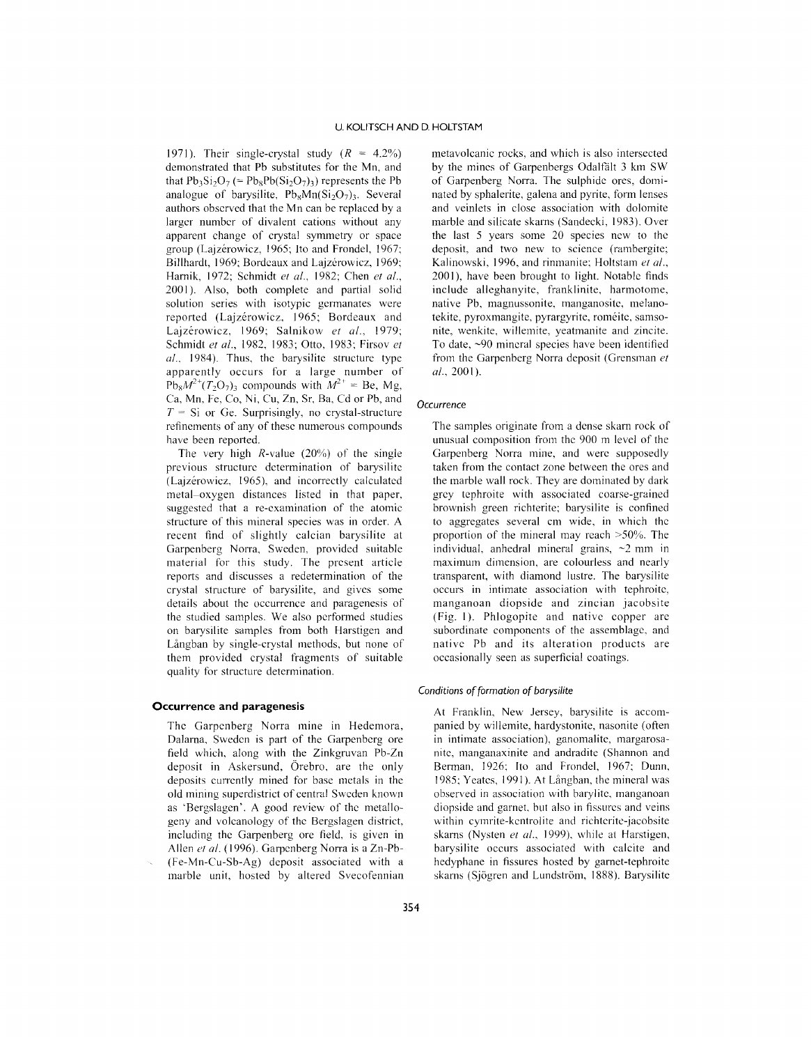1971). Their single-crystal study ($R$ = 4.2%) demonstrated that Pb substitutes for the Mn, and that $Pb_3Si_2O_7$ (= $Pb_8Pb(Si_2O_7)_3$) represents the Pb analogue of barysilite, $Pb_8Mn(Si_2O_7)_3$. Several authors observed that the Mn can be replaced by a larger number of divalent cations without any apparent change of crystal symmetry or space group (Lajzérowicz, 1965; Ito and Frondel, 1967; Billhardt, 1969; Bordeaux and Lajzérowicz, 1969; Harnik, 1972; Schmidt *et al.*, 1982; Chen *et al.*, 2001). Also, both complete and partial solid solution series with isotypic germanates were reported (Lajzérowicz, 1965; Bordeaux and Lajzérowicz, 1969; Salnikow *et al.*, 1979; Schmidt *et al.*, 1982, 1983; Otto, 1983; Firsov *et al.*, 1984). Thus, the barysilite structure type apparently occurs for a large number of $Pb_8M^{2+}(T_2O_7)_3$ compounds with $M^{2+}$ = Be, Mg, Ca, Mn, Fe, Co, Ni, Cu, Zn, Sr, Ba, Cd or Pb, and $T$ = Si or Ge. Surprisingly, no crystal-structure refinements of any of these numerous compounds have been reported.

The very high $R$-value (20%) of the single previous structure determination of barysilite (Lajzérowicz, 1965), and incorrectly calculated metal–oxygen distances listed in that paper, suggested that a re-examination of the atomic structure of this mineral species was in order. A recent find of slightly calcian barysilite at Garpenberg Norra, Sweden, provided suitable material for this study. The present article reports and discusses a redetermination of the crystal structure of barysilite, and gives some details about the occurrence and paragenesis of the studied samples. We also performed studies on barysilite samples from both Harstigen and Långban by single-crystal methods, but none of them provided crystal fragments of suitable quality for structure determination.

## Occurrence and paragenesis

The Garpenberg Norra mine in Hedemora, Dalarna, Sweden is part of the Garpenberg ore field which, along with the Zinkgruvan Pb-Zn deposit in Askersund, Örebro, are the only deposits currently mined for base metals in the old mining superdistrict of central Sweden known as 'Bergslagen'. A good review of the metallogeny and volcanology of the Bergslagen district, including the Garpenberg ore field, is given in Allen *et al.* (1996). Garpenberg Norra is a Zn-Pb-(Fe-Mn-Cu-Sb-Ag) deposit associated with a marble unit, hosted by altered Svecofennian metavolcanic rocks, and which is also intersected by the mines of Garpenbergs Odalfält 3 km SW of Garpenberg Norra. The sulphide ores, dominated by sphalerite, galena and pyrite, form lenses and veinlets in close association with dolomite marble and silicate skarns (Sandecki, 1983). Over the last 5 years some 20 species new to the deposit, and two new to science (rambergite; Kalinowski, 1996, and rinmanite; Holtstam *et al.*, 2001), have been brought to light. Notable finds include alleghanyite, franklinite, harmotome, native Pb, magnussonite, manganosite, melanotekite, pyroxmangite, pyrargyrite, roméite, samsonite, wenkite, willemite, yeatmanite and zincite. To date, ~90 mineral species have been identified from the Garpenberg Norra deposit (Grensman *et al.*, 2001).

### Occurrence

The samples originate from a dense skarn rock of unusual composition from the 900 m level of the Garpenberg Norra mine, and were supposedly taken from the contact zone between the ores and the marble wall rock. They are dominated by dark grey tephroite with associated coarse-grained brownish green richterite; barysilite is confined to aggregates several cm wide, in which the proportion of the mineral may reach >50%. The individual, anhedral mineral grains, ~2 mm in maximum dimension, are colourless and nearly transparent, with diamond lustre. The barysilite occurs in intimate association with tephroite, manganoan diopside and zincian jacobsite (Fig. 1). Phlogopite and native copper are subordinate components of the assemblage, and native Pb and its alteration products are occasionally seen as superficial coatings.

### Conditions of formation of barysilite

At Franklin, New Jersey, barysilite is accompanied by willemite, hardystonite, nasonite (often in intimate association), ganomalite, margarosanite, manganaxinite and andradite (Shannon and Berman, 1926; Ito and Frondel, 1967; Dunn, 1985; Yeates, 1991). At Långban, the mineral was observed in association with barylite, manganoan diopside and garnet, but also in fissures and veins within cymrite-kentrolite and richterite-jacobsite skarns (Nysten *et al.*, 1999), while at Harstigen, barysilite occurs associated with calcite and hedyphane in fissures hosted by garnet-tephroite skarns (Sjögren and Lundström, 1888). Barysilite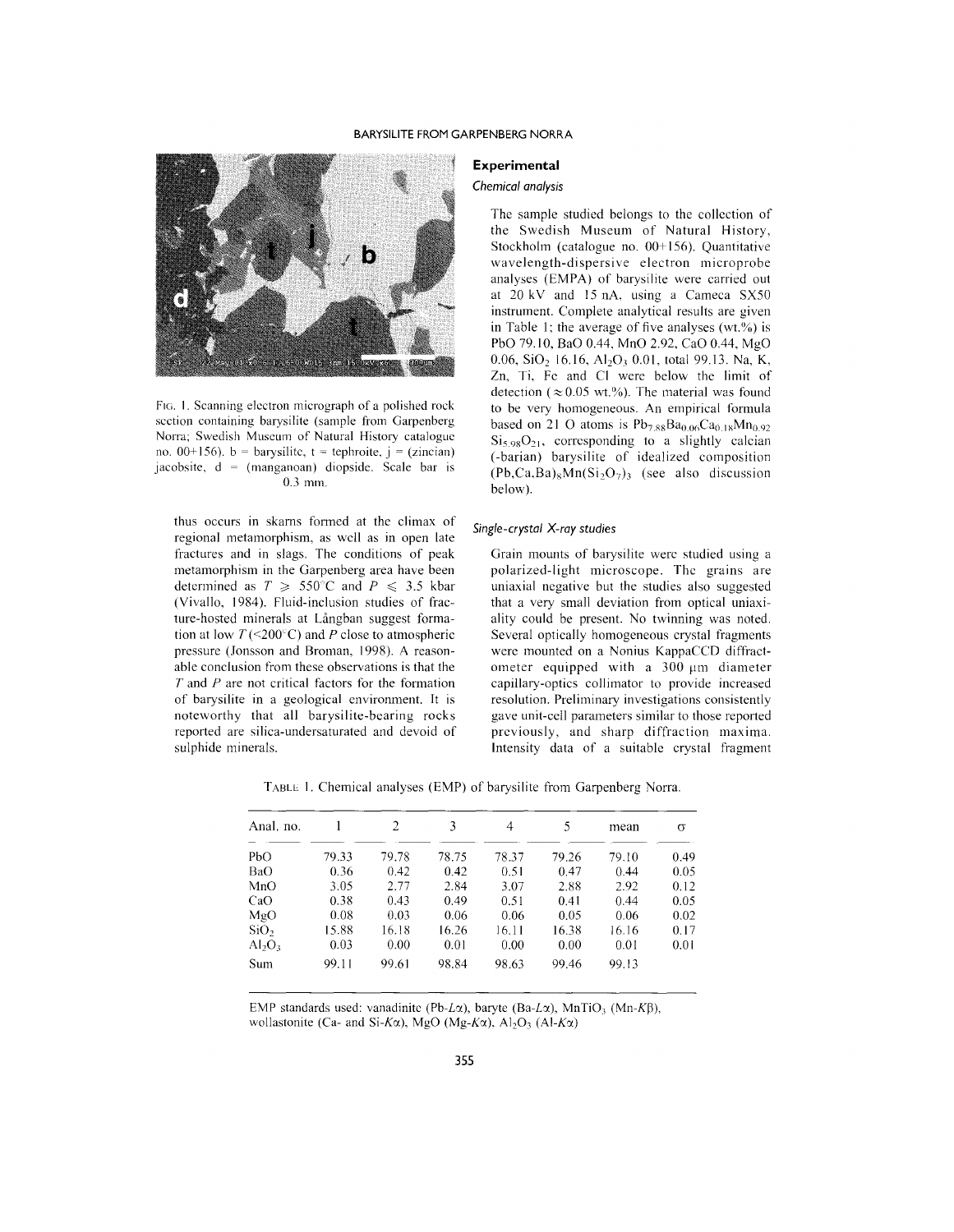FIG. 1. Scanning electron micrograph of a polished rock section containing barysilite (sample from Garpenberg Norra; Swedish Museum of Natural History catalogue no. 00+156). b = barysilite, t = tephroite, j = (zincian) jacobsite, d = (manganoan) diopside. Scale bar is 0.3 mm.

thus occurs in skarns formed at the climax of regional metamorphism, as well as in open late fractures and in slags. The conditions of peak metamorphism in the Garpenberg area have been determined as $T \geqslant 550^{\circ}C$ and $P \leqslant 3.5$ kbar (Vivallo, 1984). Fluid-inclusion studies of fracture-hosted minerals at Långban suggest formation at low $T$ (<200°C) and $P$ close to atmospheric pressure (Jonsson and Broman, 1998). A reasonable conclusion from these observations is that the $T$ and $P$ are not critical factors for the formation of barysilite in a geological environment. It is noteworthy that all barysilite-bearing rocks reported are silica-undersaturated and devoid of sulphide minerals.

## Experimental

### Chemical analysis

The sample studied belongs to the collection of the Swedish Museum of Natural History, Stockholm (catalogue no. 00+156). Quantitative wavelength-dispersive electron microprobe analyses (EMPA) of barysilite were carried out at 20 kV and 15 nA, using a Cameca SX50 instrument. Complete analytical results are given in Table 1; the average of five analyses (wt.%) is PbO 79.10, BaO 0.44, MnO 2.92, CaO 0.44, MgO 0.06, $SiO_2$ 16.16, $Al_2O_3$ 0.01, total 99.13. Na, K, Zn, Ti, Fe and Cl were below the limit of detection (≈ 0.05 wt.%). The material was found to be very homogeneous. An empirical formula based on 21 O atoms is $Pb_{7.88}Ba_{0.06}Ca_{0.18}Mn_{0.92}Si_{5.98}O_{21}$, corresponding to a slightly calcian (-barian) barysilite of idealized composition $(Pb,Ca,Ba)_8Mn(Si_2O_7)_3$ (see also discussion below).

### Single-crystal X-ray studies

Grain mounts of barysilite were studied using a polarized-light microscope. The grains are uniaxial negative but the studies also suggested that a very small deviation from optical uniaxiality could be present. No twinning was noted. Several optically homogeneous crystal fragments were mounted on a Nonius KappaCCD diffractometer equipped with a 300 μm diameter capillary-optics collimator to provide increased resolution. Preliminary investigations consistently gave unit-cell parameters similar to those reported previously, and sharp diffraction maxima. Intensity data of a suitable crystal fragment

TABLE 1. Chemical analyses (EMP) of barysilite from Garpenberg Norra.

| Anal. no. | 1 | 2 | 3 | 4 | 5 | mean | σ |
|---|---|---|---|---|---|---|---|
| PbO | 79.33 | 79.78 | 78.75 | 78.37 | 79.26 | 79.10 | 0.49 |
| BaO | 0.36 | 0.42 | 0.42 | 0.51 | 0.47 | 0.44 | 0.05 |
| MnO | 3.05 | 2.77 | 2.84 | 3.07 | 2.88 | 2.92 | 0.12 |
| CaO | 0.38 | 0.43 | 0.49 | 0.51 | 0.41 | 0.44 | 0.05 |
| MgO | 0.08 | 0.03 | 0.06 | 0.06 | 0.05 | 0.06 | 0.02 |
| $SiO_2$ | 15.88 | 16.18 | 16.26 | 16.11 | 16.38 | 16.16 | 0.17 |
| $Al_2O_3$ | 0.03 | 0.00 | 0.01 | 0.00 | 0.00 | 0.01 | 0.01 |
| Sum | 99.11 | 99.61 | 98.84 | 98.63 | 99.46 | 99.13 | |

EMP standards used: vanadinite (Pb-$L\alpha$), baryte (Ba-$L\alpha$), $MnTiO_3$ (Mn-$K\beta$), wollastonite (Ca- and Si-$K\alpha$), MgO (Mg-$K\alpha$), $Al_2O_3$ (Al-$K\alpha$)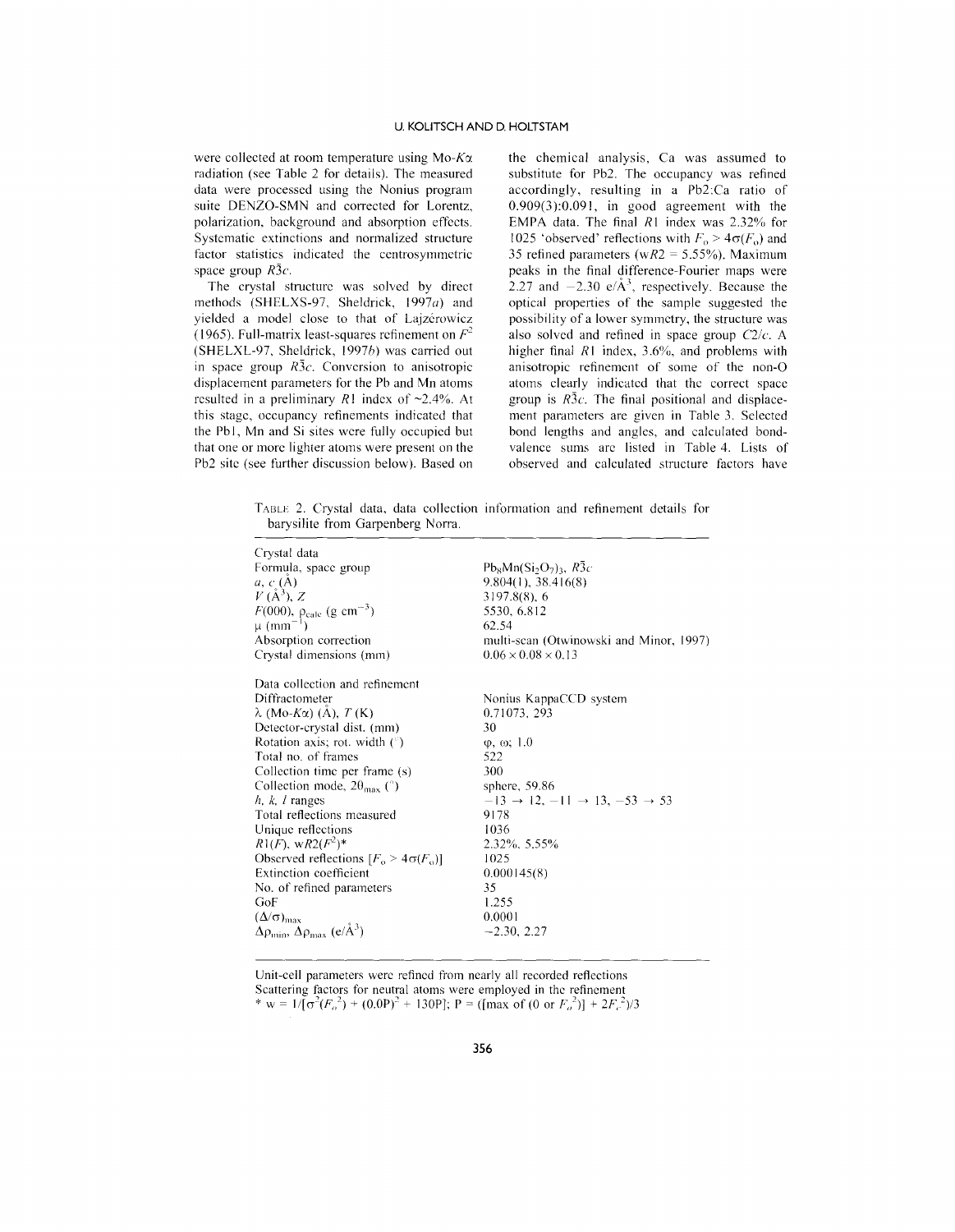were collected at room temperature using Mo-$K\alpha$ radiation (see Table 2 for details). The measured data were processed using the Nonius program suite DENZO-SMN and corrected for Lorentz, polarization, background and absorption effects. Systematic extinctions and normalized structure factor statistics indicated the centrosymmetric space group $R\bar{3}c$.

The crystal structure was solved by direct methods (SHELXS-97, Sheldrick, 1997*a*) and yielded a model close to that of Lajzérowicz (1965). Full-matrix least-squares refinement on $F^2$ (SHELXL-97, Sheldrick, 1997*b*) was carried out in space group $R\bar{3}c$. Conversion to anisotropic displacement parameters for the Pb and Mn atoms resulted in a preliminary $R1$ index of ~2.4%. At this stage, occupancy refinements indicated that the Pb1, Mn and Si sites were fully occupied but that one or more lighter atoms were present on the Pb2 site (see further discussion below). Based on the chemical analysis, Ca was assumed to substitute for Pb2. The occupancy was refined accordingly, resulting in a Pb2:Ca ratio of 0.909(3):0.091, in good agreement with the EMPA data. The final $R1$ index was 2.32% for 1025 'observed' reflections with $F_o > 4\sigma(F_o)$ and 35 refined parameters ($wR2$ = 5.55%). Maximum peaks in the final difference-Fourier maps were 2.27 and −2.30 e/Å$^3$, respectively. Because the optical properties of the sample suggested the possibility of a lower symmetry, the structure was also solved and refined in space group $C2/c$. A higher final $R1$ index, 3.6%, and problems with anisotropic refinement of some of the non-O atoms clearly indicated that the correct space group is $R\bar{3}c$. The final positional and displacement parameters are given in Table 3. Selected bond lengths and angles, and calculated bond-valence sums are listed in Table 4. Lists of observed and calculated structure factors have

TABLE 2. Crystal data, data collection information and refinement details for barysilite from Garpenberg Norra.

| | |
|---|---|
| Crystal data | |
| Formula, space group | $Pb_8Mn(Si_2O_7)_3$, $R\bar{3}c$ |
| $a$, $c$ (Å) | 9.804(1), 38.416(8) |
| $V$ (Å$^3$), $Z$ | 3197.8(8), 6 |
| $F$(000), $\rho_{calc}$ (g cm$^{-3}$) | 5530, 6.812 |
| $\mu$ (mm$^{-1}$) | 62.54 |
| Absorption correction | multi-scan (Otwinowski and Minor, 1997) |
| Crystal dimensions (mm) | 0.06 × 0.08 × 0.13 |
| Data collection and refinement | |
| Diffractometer | Nonius KappaCCD system |
| $\lambda$ (Mo-$K\alpha$) (Å), $T$ (K) | 0.71073, 293 |
| Detector-crystal dist. (mm) | 30 |
| Rotation axis; rot. width (°) | $\varphi$, $\omega$; 1.0 |
| Total no. of frames | 522 |
| Collection time per frame (s) | 300 |
| Collection mode, $2\theta_{max}$ (°) | sphere, 59.86 |
| $h$, $k$, $l$ ranges | −13 → 12, −11 → 13, −53 → 53 |
| Total reflections measured | 9178 |
| Unique reflections | 1036 |
| $R1(F)$, $wR2(F^2)$* | 2.32%, 5.55% |
| Observed reflections [$F_o > 4\sigma(F_o)$] | 1025 |
| Extinction coefficient | 0.000145(8) |
| No. of refined parameters | 35 |
| GoF | 1.255 |
| $(\Delta/\sigma)_{max}$ | 0.0001 |
| $\Delta\rho_{min}$, $\Delta\rho_{max}$ (e/Å$^3$) | −2.30, 2.27 |

Unit-cell parameters were refined from nearly all recorded reflections
Scattering factors for neutral atoms were employed in the refinement
* $w = 1/[\sigma^2(F_o^2) + (0.0P)^2 + 130P]$; $P = ([\max \text{ of } (0 \text{ or } F_o^2)] + 2F_c^2)/3$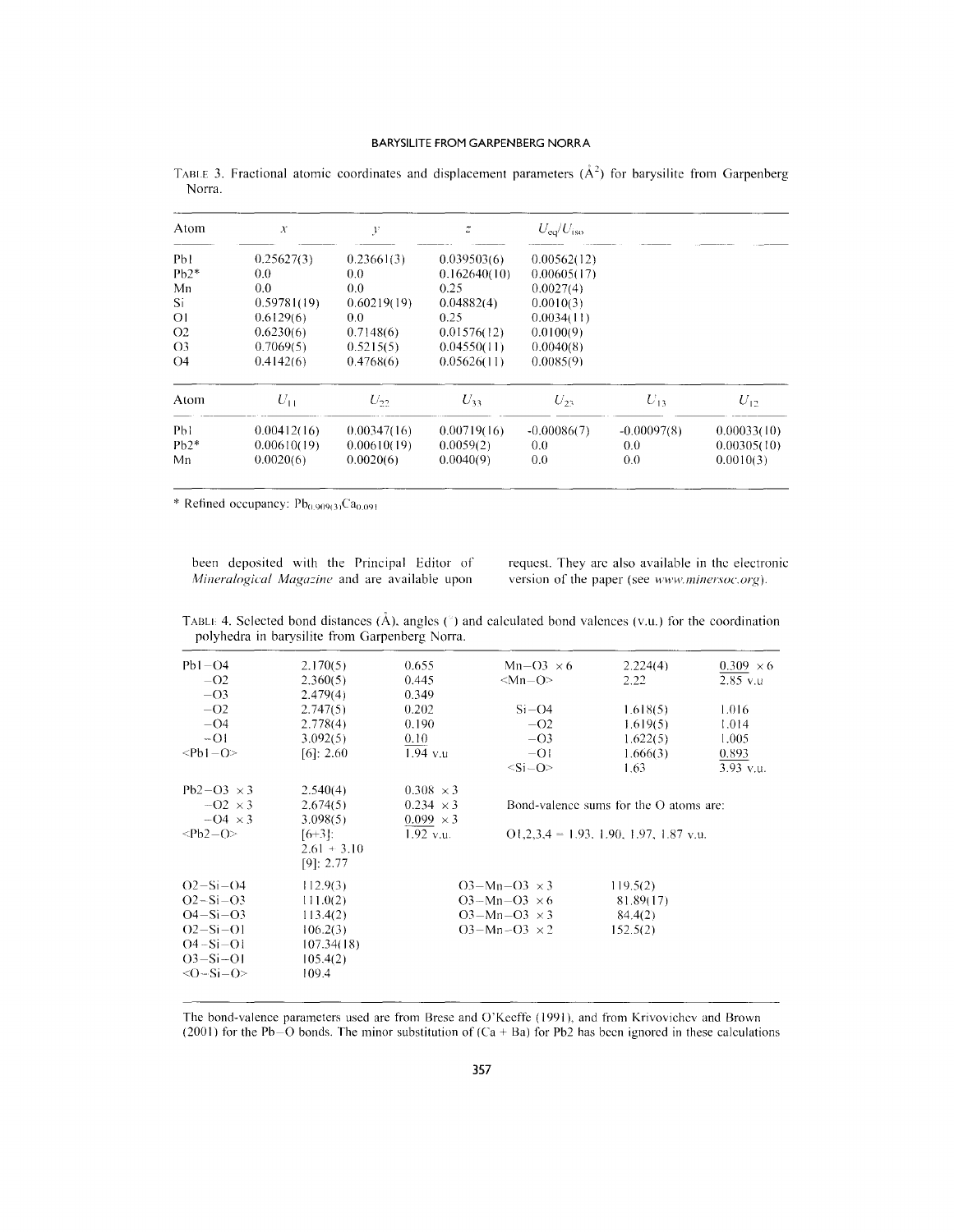TABLE 3. Fractional atomic coordinates and displacement parameters (Å$^2$) for barysilite from Garpenberg Norra.

| Atom | $x$ | $y$ | $z$ | $U_{eq}/U_{iso}$ | | |
|---|---|---|---|---|---|---|
| Pb1 | 0.25627(3) | 0.23661(3) | 0.039503(6) | 0.00562(12) | | |
| Pb2* | 0.0 | 0.0 | 0.162640(10) | 0.00605(17) | | |
| Mn | 0.0 | 0.0 | 0.25 | 0.0027(4) | | |
| Si | 0.59781(19) | 0.60219(19) | 0.04882(4) | 0.0010(3) | | |
| O1 | 0.6129(6) | 0.0 | 0.25 | 0.0034(11) | | |
| O2 | 0.6230(6) | 0.7148(6) | 0.01576(12) | 0.0100(9) | | |
| O3 | 0.7069(5) | 0.5215(5) | 0.04550(11) | 0.0040(8) | | |
| O4 | 0.4142(6) | 0.4768(6) | 0.05626(11) | 0.0085(9) | | |
| **Atom** | $U_{11}$ | $U_{22}$ | $U_{33}$ | $U_{23}$ | $U_{13}$ | $U_{12}$ |
| Pb1 | 0.00412(16) | 0.00347(16) | 0.00719(16) | -0.00086(7) | -0.00097(8) | 0.00033(10) |
| Pb2* | 0.00610(19) | 0.00610(19) | 0.0059(2) | 0.0 | 0.0 | 0.00305(10) |
| Mn | 0.0020(6) | 0.0020(6) | 0.0040(9) | 0.0 | 0.0 | 0.0010(3) |

\* Refined occupancy: $Pb_{0.909(3)}Ca_{0.091}$

been deposited with the Principal Editor of *Mineralogical Magazine* and are available upon request. They are also available in the electronic version of the paper (see *www.minersoc.org*).

TABLE 4. Selected bond distances (Å), angles (°) and calculated bond valences (v.u.) for the coordination polyhedra in barysilite from Garpenberg Norra.

| | | | | | |
|---|---|---|---|---|---|
| Pb1–O4 | 2.170(5) | 0.655 | Mn–O3 ×6 | 2.224(4) | 0.309 ×6 |
| –O2 | 2.360(5) | 0.445 | <Mn–O> | 2.22 | 2.85 v.u |
| –O3 | 2.479(4) | 0.349 | | | |
| –O2 | 2.747(5) | 0.202 | Si–O4 | 1.618(5) | 1.016 |
| –O4 | 2.778(4) | 0.190 | –O2 | 1.619(5) | 1.014 |
| –O1 | 3.092(5) | 0.10 | –O3 | 1.622(5) | 1.005 |
| <Pb1–O> | [6]: 2.60 | 1.94 v.u | –O1 | 1.666(3) | 0.893 |
| | | | <Si–O> | 1.63 | 3.93 v.u. |
| Pb2–O3 ×3 | 2.540(4) | 0.308 ×3 | | | |
| –O2 ×3 | 2.674(5) | 0.234 ×3 | Bond-valence sums for the O atoms are: | | |
| –O4 ×3 | 3.098(5) | 0.099 ×3 | | | |
| <Pb2–O> | [6+3]: 2.61 + 3.10 [9]: 2.77 | 1.92 v.u. | O1,2,3,4 = 1.93, 1.90, 1.97, 1.87 v.u. | | |
| O2–Si–O4 | 112.9(3) | | O3–Mn–O3 ×3 | 119.5(2) | |
| O2–Si–O3 | 111.0(2) | | O3–Mn–O3 ×6 | 81.89(17) | |
| O4–Si–O3 | 113.4(2) | | O3–Mn–O3 ×3 | 84.4(2) | |
| O2–Si–O1 | 106.2(3) | | O3–Mn–O3 ×2 | 152.5(2) | |
| O4–Si–O1 | 107.34(18) | | | | |
| O3–Si–O1 | 105.4(2) | | | | |
| <O–Si–O> | 109.4 | | | | |

The bond-valence parameters used are from Brese and O'Keeffe (1991), and from Krivovichev and Brown (2001) for the Pb–O bonds. The minor substitution of (Ca + Ba) for Pb2 has been ignored in these calculations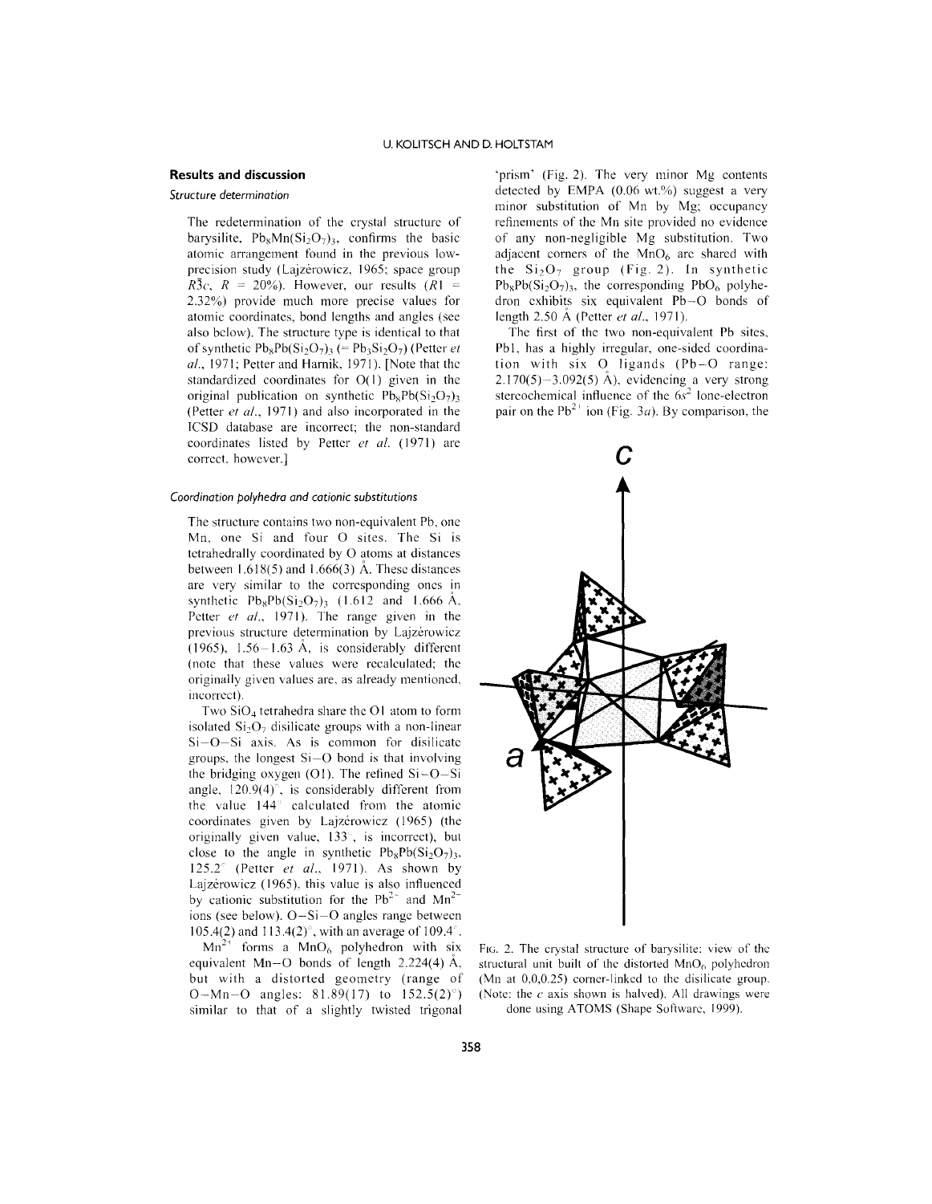## Results and discussion

### Structure determination

The redetermination of the crystal structure of barysilite, $Pb_8Mn(Si_2O_7)_3$, confirms the basic atomic arrangement found in the previous low-precision study (Lajzérowicz, 1965; space group $R\bar{3}c$, $R$ = 20%). However, our results ($R1$ = 2.32%) provide much more precise values for atomic coordinates, bond lengths and angles (see also below). The structure type is identical to that of synthetic $Pb_8Pb(Si_2O_7)_3$ (= $Pb_3Si_2O_7$) (Petter *et al.*, 1971; Petter and Harnik, 1971). [Note that the standardized coordinates for O(1) given in the original publication on synthetic $Pb_8Pb(Si_2O_7)_3$ (Petter *et al.*, 1971) and also incorporated in the ICSD database are incorrect; the non-standard coordinates listed by Petter *et al.* (1971) are correct, however.]

### Coordination polyhedra and cationic substitutions

The structure contains two non-equivalent Pb, one Mn, one Si and four O sites. The Si is tetrahedrally coordinated by O atoms at distances between 1.618(5) and 1.666(3) Å. These distances are very similar to the corresponding ones in synthetic $Pb_8Pb(Si_2O_7)_3$ (1.612 and 1.666 Å, Petter *et al.*, 1971). The range given in the previous structure determination by Lajzérowicz (1965), 1.56–1.63 Å, is considerably different (note that these values were recalculated; the originally given values are, as already mentioned, incorrect).

Two $SiO_4$ tetrahedra share the O1 atom to form isolated $Si_2O_7$ disilicate groups with a non-linear Si–O–Si axis. As is common for disilicate groups, the longest Si–O bond is that involving the bridging oxygen (O1). The refined Si–O–Si angle, 120.9(4)°, is considerably different from the value 144° calculated from the atomic coordinates given by Lajzérowicz (1965) (the originally given value, 133°, is incorrect), but close to the angle in synthetic $Pb_8Pb(Si_2O_7)_3$, 125.2° (Petter *et al.*, 1971). As shown by Lajzérowicz (1965), this value is also influenced by cationic substitution for the $Pb^{2+}$ and $Mn^{2+}$ ions (see below). O–Si–O angles range between 105.4(2) and 113.4(2)°, with an average of 109.4°.

$Mn^{2+}$ forms a $MnO_6$ polyhedron with six equivalent Mn–O bonds of length 2.224(4) Å, but with a distorted geometry (range of O–Mn–O angles: 81.89(17) to 152.5(2)°) similar to that of a slightly twisted trigonal 'prism' (Fig. 2). The very minor Mg contents detected by EMPA (0.06 wt.%) suggest a very minor substitution of Mn by Mg; occupancy refinements of the Mn site provided no evidence of any non-negligible Mg substitution. Two adjacent corners of the $MnO_6$ are shared with the $Si_2O_7$ group (Fig. 2). In synthetic $Pb_8Pb(Si_2O_7)_3$, the corresponding $PbO_6$ polyhedron exhibits six equivalent Pb–O bonds of length 2.50 Å (Petter *et al.*, 1971).

The first of the two non-equivalent Pb sites, Pb1, has a highly irregular, one-sided coordination with six O ligands (Pb–O range: 2.170(5)–3.092(5) Å), evidencing a very strong stereochemical influence of the $6s^2$ lone-electron pair on the $Pb^{2+}$ ion (Fig. 3*a*). By comparison, the

FIG. 2. The crystal structure of barysilite: view of the structural unit built of the distorted $MnO_6$ polyhedron (Mn at 0,0,0.25) corner-linked to the disilicate group. (Note: the *c* axis shown is halved). All drawings were done using ATOMS (Shape Software, 1999).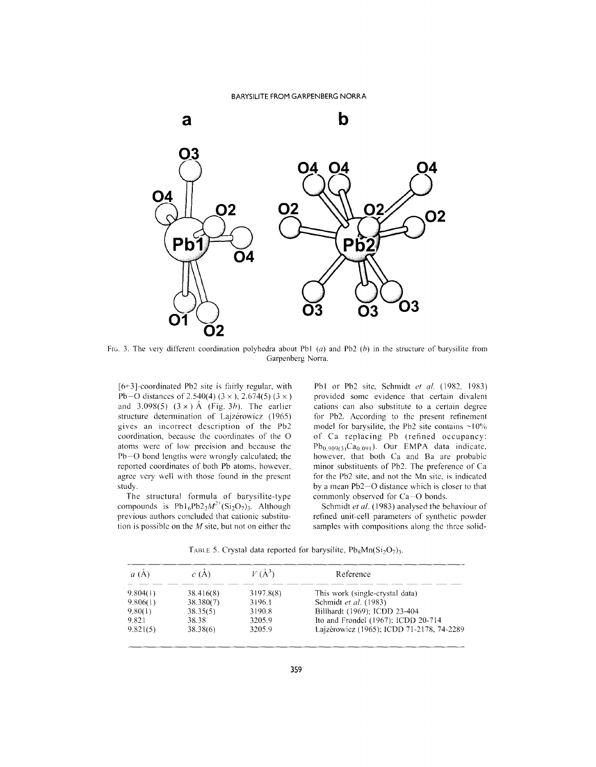FIG. 3. The very different coordination polyhedra about Pb1 (*a*) and Pb2 (*b*) in the structure of barysilite from Garpenberg Norra.

[6+3]-coordinated Pb2 site is fairly regular, with Pb–O distances of 2.540(4) (3 × ), 2.674(5) (3 × ) and 3.098(5) (3 × ) Å (Fig. 3*b*). The earlier structure determination of Łajzérowicz (1965) gives an incorrect description of the Pb2 coordination, because the coordinates of the O atoms were of low precision and because the Pb–O bond lengths were wrongly calculated; the reported coordinates of both Pb atoms, however, agree very well with those found in the present study.

The structural formula of barysilite-type compounds is $Pb1_6Pb2_2M^{2+}(Si_2O_7)_3$. Although previous authors concluded that cationic substitution is possible on the *M* site, but not on either the Pb1 or Pb2 site, Schmidt *et al.* (1982, 1983) provided some evidence that certain divalent cations can also substitute to a certain degree for Pb2. According to the present refinement model for barysilite, the Pb2 site contains ~10% of Ca replacing Pb (refined occupancy: $Pb_{0.909(3)}Ca_{0.091}$). Our EMPA data indicate, however, that both Ca and Ba are probable minor substituents of Pb2. The preference of Ca for the Pb2 site, and not the Mn site, is indicated by a mean Pb2–O distance which is closer to that commonly observed for Ca–O bonds.

Schmidt *et al.* (1983) analysed the behaviour of refined unit-cell parameters of synthetic powder samples with compositions along the three solid-

TABLE 5. Crystal data reported for barysilite, $Pb_8Mn(Si_2O_7)_3$.

| *a* (Å) | *c* (Å) | *V* (Å$^3$) | Reference |
|---|---|---|---|
| 9.804(1) | 38.416(8) | 3197.8(8) | This work (single-crystal data) |
| 9.806(1) | 38.380(7) | 3196.1 | Schmidt *et al.* (1983) |
| 9.80(1) | 38.35(5) | 3190.8 | Billhardt (1969); ICDD 23-404 |
| 9.821 | 38.38 | 3205.9 | Ito and Frondel (1967); ICDD 20-714 |
| 9.821(5) | 38.38(6) | 3205.9 | Łajzérowicz (1965); ICDD 71-2178, 74-2289 |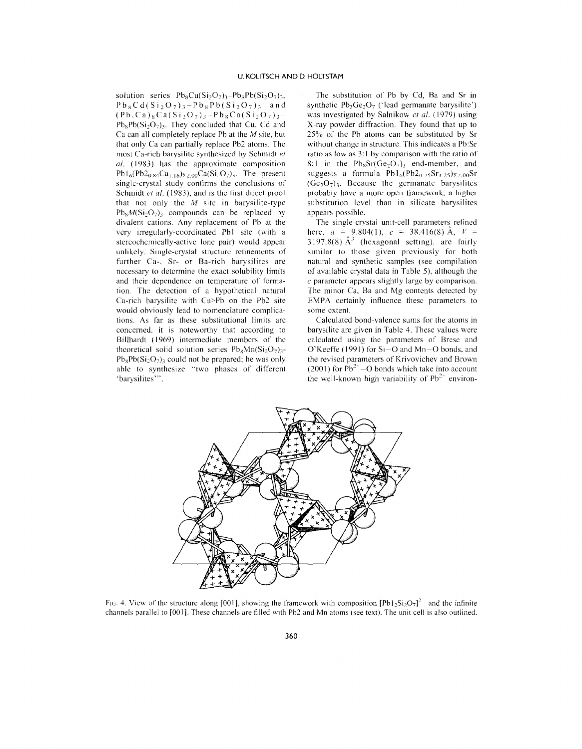solution series $Pb_8Cu(Si_2O_7)_3$–$Pb_8Pb(Si_2O_7)_3$, $Pb_8Cd(Si_2O_7)_3$–$Pb_8Pb(Si_2O_7)_3$ and $(Pb,Ca)_8Ca(Si_2O_7)_3$–$Pb_8Ca(Si_2O_7)_3$–$Pb_8Pb(Si_2O_7)_3$. They concluded that Cu, Cd and Ca can all completely replace Pb at the *M* site, but that only Ca can partially replace Pb2 atoms. The most Ca-rich barysilite synthesized by Schmidt *et al.* (1983) has the approximate composition $Pb1_6(Pb2_{0.84}Ca_{1.16})_{\Sigma 2.00}Ca(Si_2O_7)_3$. The present single-crystal study confirms the conclusions of Schmidt *et al.* (1983), and is the first direct proof that not only the *M* site in barysilite-type $Pb_8M(Si_2O_7)_3$ compounds can be replaced by divalent cations. Any replacement of Pb at the very irregularly-coordinated Pb1 site (with a stereochemically-active lone pair) would appear unlikely. Single-crystal structure refinements of further Ca-, Sr- or Ba-rich barysilites are necessary to determine the exact solubility limits and their dependence on temperature of formation. The detection of a hypothetical natural Ca-rich barysilite with Ca>Pb on the Pb2 site would obviously lead to nomenclature complications. As far as these substitutional limits are concerned, it is noteworthy that according to Billhardt (1969) intermediate members of the theoretical solid solution series $Pb_8Mn(Si_2O_7)_3$-$Pb_8Pb(Si_2O_7)_3$ could not be prepared; he was only able to synthesize "two phases of different 'barysilites'".

The substitution of Pb by Cd, Ba and Sr in synthetic $Pb_3Ge_2O_7$ ('lead germanate barysilite') was investigated by Salnikow *et al.* (1979) using X-ray powder diffraction. They found that up to 25% of the Pb atoms can be substituted by Sr without change in structure. This indicates a Pb:Sr ratio as low as 3:1 by comparison with the ratio of 8:1 in the $Pb_8Sr(Ge_2O_7)_3$ end-member, and suggests a formula $Pb1_6(Pb2_{0.75}Sr_{1.25})_{\Sigma 2.00}Sr(Ge_2O_7)_3$. Because the germanate barysilites probably have a more open framework, a higher substitution level than in silicate barysilites appears possible.

The single-crystal unit-cell parameters refined here, $a$ = 9.804(1), $c$ = 38.416(8) Å, $V$ = 3197.8(8) Å$^3$ (hexagonal setting), are fairly similar to those given previously for both natural and synthetic samples (see compilation of available crystal data in Table 5), although the *c* parameter appears slightly large by comparison. The minor Ca, Ba and Mg contents detected by EMPA certainly influence these parameters to some extent.

Calculated bond-valence sums for the atoms in barysilite are given in Table 4. These values were calculated using the parameters of Brese and O'Keeffe (1991) for Si–O and Mn–O bonds, and the revised parameters of Krivovichev and Brown (2001) for $Pb^{2+}$–O bonds which take into account the well-known high variability of $Pb^{2+}$ environ-

FIG. 4. View of the structure along [001], showing the framework with composition $[Pb1_2Si_2O_7]^{2-}$ and the infinite channels parallel to [001]. These channels are filled with Pb2 and Mn atoms (see text). The unit cell is also outlined.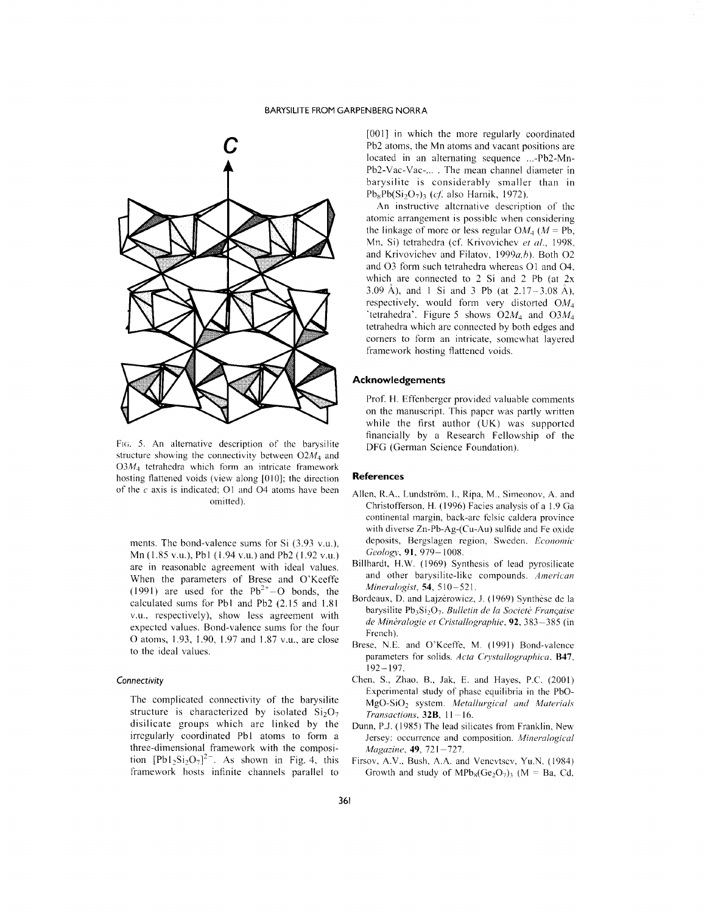FIG. 5. An alternative description of the barysilite structure showing the connectivity between $O2M_4$ and $O3M_4$ tetrahedra which form an intricate framework hosting flattened voids (view along [010]; the direction of the *c* axis is indicated; O1 and O4 atoms have been omitted).

ments. The bond-valence sums for Si (3.93 v.u.), Mn (1.85 v.u.), Pb1 (1.94 v.u.) and Pb2 (1.92 v.u.) are in reasonable agreement with ideal values. When the parameters of Brese and O'Keeffe (1991) are used for the $Pb^{2+}$–O bonds, the calculated sums for Pb1 and Pb2 (2.15 and 1.81 v.u., respectively), show less agreement with expected values. Bond-valence sums for the four O atoms, 1.93, 1.90, 1.97 and 1.87 v.u., are close to the ideal values.

### Connectivity

The complicated connectivity of the barysilite structure is characterized by isolated $Si_2O_7$ disilicate groups which are linked by the irregularly coordinated Pb1 atoms to form a three-dimensional framework with the composition $[Pb1_2Si_2O_7]^{2-}$. As shown in Fig. 4, this framework hosts infinite channels parallel to [001] in which the more regularly coordinated Pb2 atoms, the Mn atoms and vacant positions are located in an alternating sequence ...-Pb2-Mn-Pb2-Vac-Vac-... . The mean channel diameter in barysilite is considerably smaller than in $Pb_8Pb(Si_2O_7)_3$ (*cf.* also Harnik, 1972).

An instructive alternative description of the atomic arrangement is possible when considering the linkage of more or less regular $OM_4$ (*M* = Pb, Mn, Si) tetrahedra (cf. Krivovichev *et al.*, 1998, and Krivovichev and Filatov, 1999*a,b*). Both O2 and O3 form such tetrahedra whereas O1 and O4, which are connected to 2 Si and 2 Pb (at 2x 3.09 Å), and 1 Si and 3 Pb (at 2.17–3.08 Å), respectively, would form very distorted $OM_4$ 'tetrahedra'. Figure 5 shows $O2M_4$ and $O3M_4$ tetrahedra which are connected by both edges and corners to form an intricate, somewhat layered framework hosting flattened voids.

## Acknowledgements

Prof. H. Effenberger provided valuable comments on the manuscript. This paper was partly written while the first author (UK) was supported financially by a Research Fellowship of the DFG (German Science Foundation).

## References

Allen, R.A., Lundström, I., Ripa, M., Simeonov, A. and Christofferson, H. (1996) Facies analysis of a 1.9 Ga continental margin, back-arc felsic caldera province with diverse Zn-Pb-Ag-(Cu-Au) sulfide and Fe oxide deposits, Bergslagen region, Sweden. *Economic Geology*, **91**, 979–1008.

Billhardt, H.W. (1969) Synthesis of lead pyrosilicate and other barysilite-like compounds. *American Mineralogist*, **54**, 510–521.

Bordeaux, D. and Lajzérowicz, J. (1969) Synthèse de la barysilite $Pb_3Si_2O_7$. *Bulletin de la Société Française de Minéralogie et Cristallographie*, **92**, 383–385 (in French).

Brese, N.E. and O'Keeffe, M. (1991) Bond-valence parameters for solids. *Acta Crystallographica*, **B47**, 192–197.

Chen, S., Zhao, B., Jak, E. and Hayes, P.C. (2001) Experimental study of phase equilibria in the PbO-MgO-$SiO_2$ system. *Metallurgical and Materials Transactions*, **32B**, 11–16.

Dunn, P.J. (1985) The lead silicates from Franklin, New Jersey: occurrence and composition. *Mineralogical Magazine*, **49**, 721–727.

Firsov, A.V., Bush, A.A. and Venevtsev, Yu.N. (1984) Growth and study of $MPb_8(Ge_2O_7)_3$ (M = Ba, Cd,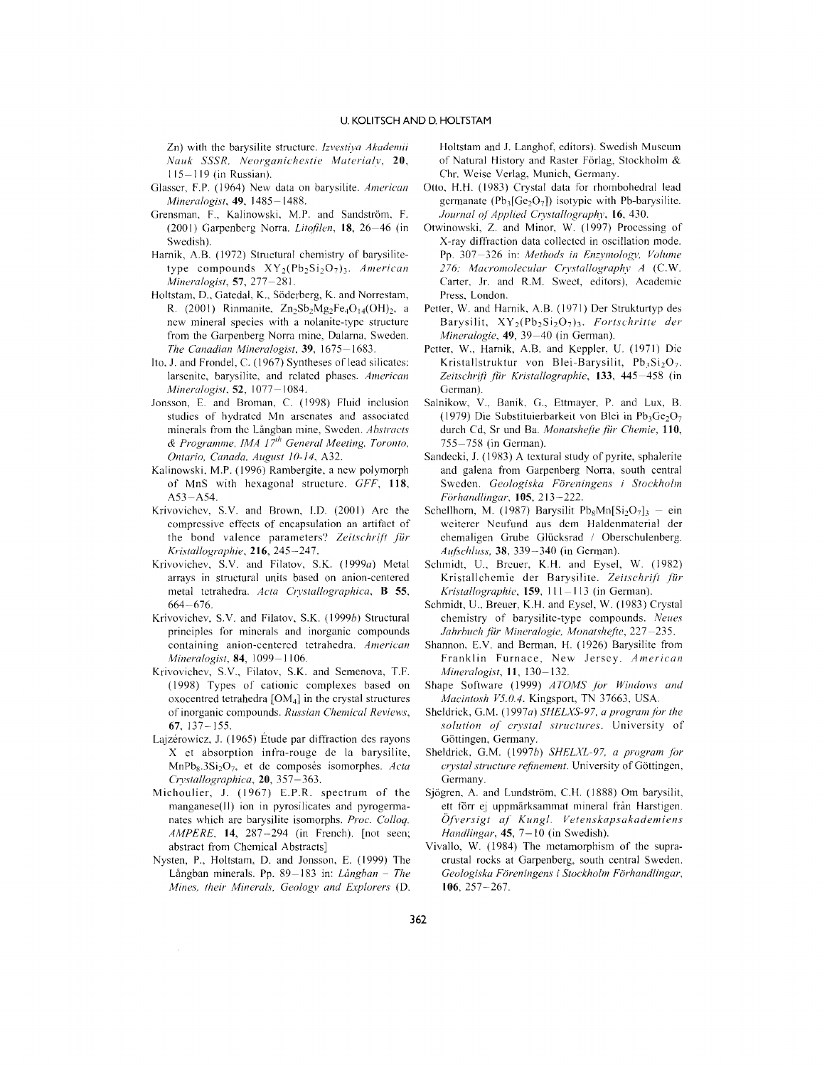Zn) with the barysilite structure. *Izvestiya Akademii Nauk SSSR, Neorganichestie Materialy*, **20**, 115–119 (in Russian).

Glasser, F.P. (1964) New data on barysilite. *American Mineralogist*, **49**, 1485–1488.

Grensman, F., Kalinowski, M.P. and Sandström, F. (2001) Garpenberg Norra. *Litofilen*, **18**, 26–46 (in Swedish).

Harnik, A.B. (1972) Structural chemistry of barysilite-type compounds $XY_2(Pb_2Si_2O_7)_3$. *American Mineralogist*, **57**, 277–281.

Holtstam, D., Gatedal, K., Söderberg, K. and Norrestam, R. (2001) Rinmanite, $Zn_2Sb_2Mg_2Fe_4O_{14}(OH)_2$, a new mineral species with a nolanite-type structure from the Garpenberg Norra mine, Dalarna, Sweden. *The Canadian Mineralogist*, **39**, 1675–1683.

Ito, J. and Frondel, C. (1967) Syntheses of lead silicates: larsenite, barysilite, and related phases. *American Mineralogist*, **52**, 1077–1084.

Jonsson, E. and Broman, C. (1998) Fluid inclusion studies of hydrated Mn arsenates and associated minerals from the Långban mine, Sweden. *Abstracts & Programme, IMA 17th General Meeting, Toronto, Ontario, Canada, August 10-14*, A32.

Kalinowski, M.P. (1996) Rambergite, a new polymorph of MnS with hexagonal structure. *GFF*, **118**, A53–A54.

Krivovichev, S.V. and Brown, I.D. (2001) Are the compressive effects of encapsulation an artifact of the bond valence parameters? *Zeitschrift für Kristallographie*, **216**, 245–247.

Krivovichev, S.V. and Filatov, S.K. (1999*a*) Metal arrays in structural units based on anion-centered metal tetrahedra. *Acta Crystallographica*, **B 55**, 664–676.

Krivovichev, S.V. and Filatov, S.K. (1999*b*) Structural principles for minerals and inorganic compounds containing anion-centered tetrahedra. *American Mineralogist*, **84**, 1099–1106.

Krivovichev, S.V., Filatov, S.K. and Semenova, T.F. (1998) Types of cationic complexes based on oxocentred tetrahedra $[OM_4]$ in the crystal structures of inorganic compounds. *Russian Chemical Reviews*, **67**, 137–155.

Lajzérowicz, J. (1965) Étude par diffraction des rayons X et absorption infra-rouge de la barysilite, $MnPb_8.3Si_2O_7$, et de composés isomorphes. *Acta Crystallographica*, **20**, 357–363.

Michoulier, J. (1967) E.P.R. spectrum of the manganese(II) ion in pyrosilicates and pyrogermanates which are barysilite isomorphs. *Proc. Colloq. AMPERE*, **14**, 287–294 (in French). [not seen; abstract from Chemical Abstracts]

Nysten, P., Holtstam, D. and Jonsson, E. (1999) The Långban minerals. Pp. 89–183 in: *Långban – The Mines, their Minerals, Geology and Explorers* (D. Holtstam and J. Langhof, editors). Swedish Museum of Natural History and Raster Förlag, Stockholm & Chr. Weise Verlag, Munich, Germany.

Otto, H.H. (1983) Crystal data for rhombohedral lead germanate ($Pb_3[Ge_2O_7]$) isotypic with Pb-barysilite. *Journal of Applied Crystallography*, **16**, 430.

Otwinowski, Z. and Minor, W. (1997) Processing of X-ray diffraction data collected in oscillation mode. Pp. 307–326 in: *Methods in Enzymology, Volume 276: Macromolecular Crystallography A* (C.W. Carter, Jr. and R.M. Sweet, editors), Academic Press, London.

Petter, W. and Harnik, A.B. (1971) Der Strukturtyp des Barysilit, $XY_2(Pb_2Si_2O_7)_3$. *Fortschritte der Mineralogie*, **49**, 39–40 (in German).

Petter, W., Harnik, A.B. and Keppler, U. (1971) Die Kristallstruktur von Blei-Barysilit, $Pb_3Si_2O_7$. *Zeitschrift für Kristallographie*, **133**, 445–458 (in German).

Salnikow, V., Banik, G., Ettmayer, P. and Lux, B. (1979) Die Substituierbarkeit von Blei in $Pb_3Ge_2O_7$ durch Cd, Sr und Ba. *Monatshefte für Chemie*, **110**, 755–758 (in German).

Sandecki, J. (1983) A textural study of pyrite, sphalerite and galena from Garpenberg Norra, south central Sweden. *Geologiska Föreningens i Stockholm Förhandlingar*, **105**, 213–222.

Schellhorn, M. (1987) Barysilit $Pb_8Mn[Si_2O_7]_3$ – ein weiterer Neufund aus dem Haldenmaterial der ehemaligen Grube Glücksrad / Oberschulenberg. *Aufschluss*, **38**, 339–340 (in German).

Schmidt, U., Breuer, K.H. and Eysel, W. (1982) Kristallchemie der Barysilite. *Zeitschrift für Kristallographie*, **159**, 111–113 (in German).

Schmidt, U., Breuer, K.H. and Eysel, W. (1983) Crystal chemistry of barysilite-type compounds. *Neues Jahrbuch für Mineralogie, Monatshefte*, 227–235.

Shannon, E.V. and Berman, H. (1926) Barysilite from Franklin Furnace, New Jersey. *American Mineralogist*, **11**, 130–132.

Shape Software (1999) *ATOMS for Windows and Macintosh V5.0.4*. Kingsport, TN 37663, USA.

Sheldrick, G.M. (1997*a*) *SHELXS-97, a program for the solution of crystal structures*. University of Göttingen, Germany.

Sheldrick, G.M. (1997*b*) *SHELXL-97, a program for crystal structure refinement*. University of Göttingen, Germany.

Sjögren, A. and Lundström, C.H. (1888) Om barysilit, ett förr ej uppmärksammat mineral från Harstigen. *Öfversigt af Kungl. Vetenskapsakademiens Handlingar*, **45**, 7–10 (in Swedish).

Vivallo, W. (1984) The metamorphism of the supracrustal rocks at Garpenberg, south central Sweden. *Geologiska Föreningens i Stockholm Förhandlingar*, **106**, 257–267.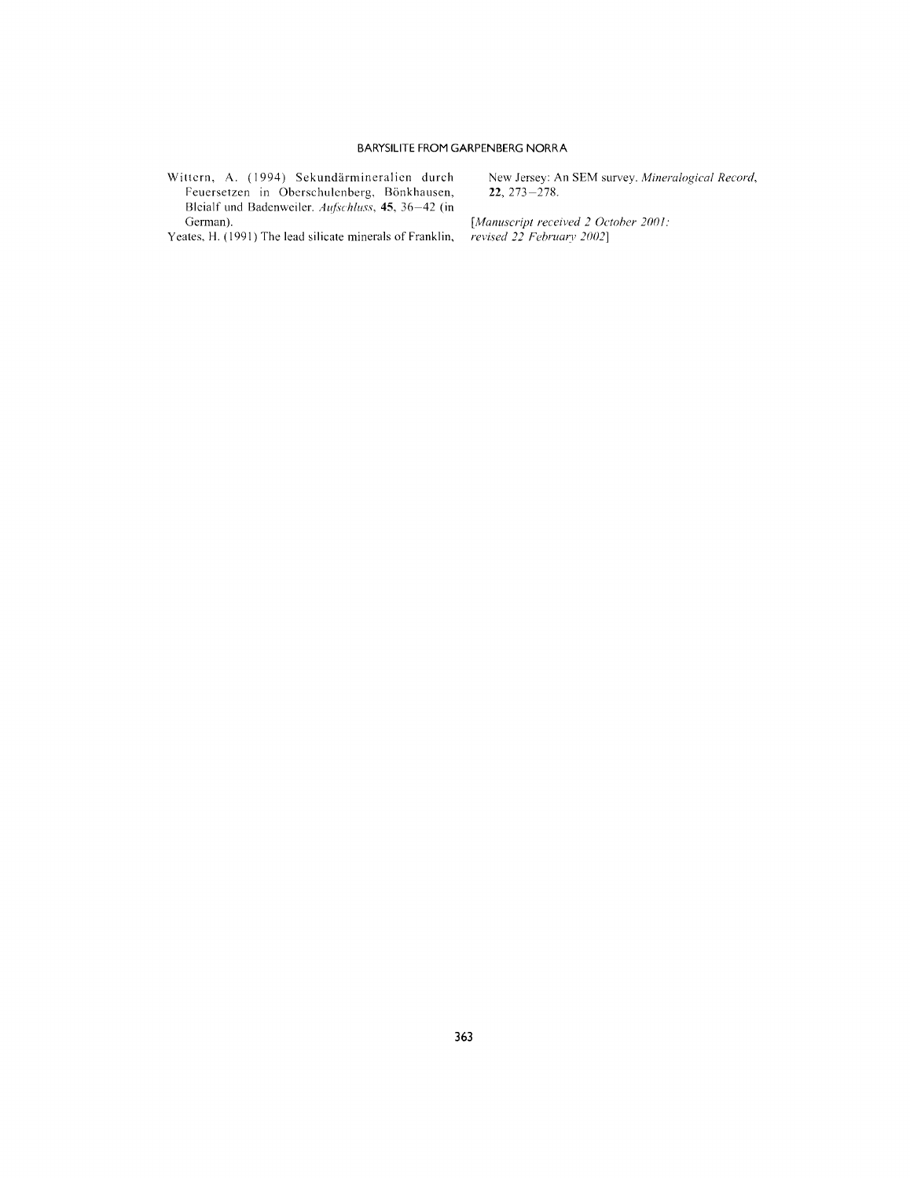Wittern, A. (1994) Sekundärmineralien durch Feuersetzen in Oberschulenberg, Bönkhausen, Bleialf und Badenweiler. *Aufschluss*, **45**, 36–42 (in German).

Yeates, H. (1991) The lead silicate minerals of Franklin, New Jersey: An SEM survey. *Mineralogical Record*, **22**, 273–278.

[*Manuscript received 2 October 2001: revised 22 February 2002*]